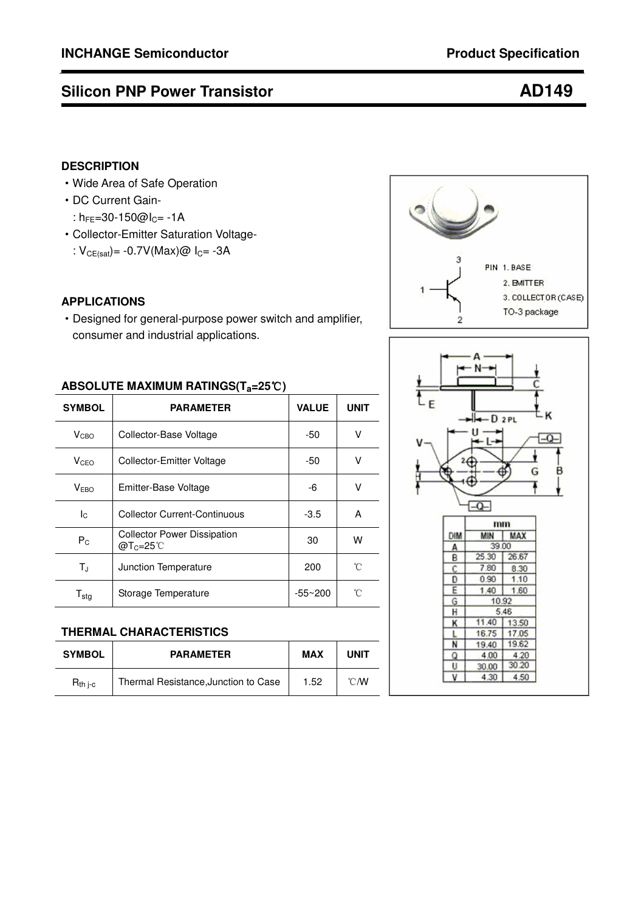# Silicon PNP Power Transistor

# AD149

## DESCRIPTION

- Wide Area of Safe Operation
- DC Current Gain-
  : $h_{FE}$=30-150@$I_C$= -1A
- Collector-Emitter Saturation Voltage-
  : $V_{CE(sat)}$= -0.7V(Max)@ $I_C$= -3A

## APPLICATIONS

- Designed for general-purpose power switch and amplifier, consumer and industrial applications.

PIN 1. BASE
2. EMITTER
3. COLLECTOR (CASE)
TO-3 package

## ABSOLUTE MAXIMUM RATINGS($T_a$=25℃)

| SYMBOL | PARAMETER | VALUE | UNIT |
|---|---|---|---|
| $V_{CBO}$ | Collector-Base Voltage | -50 | V |
| $V_{CEO}$ | Collector-Emitter Voltage | -50 | V |
| $V_{EBO}$ | Emitter-Base Voltage | -6 | V |
| $I_C$ | Collector Current-Continuous | -3.5 | A |
| $P_C$ | Collector Power Dissipation @$T_C$=25℃ | 30 | W |
| $T_J$ | Junction Temperature | 200 | ℃ |
| $T_{stg}$ | Storage Temperature | -55~200 | ℃ |

## THERMAL CHARACTERISTICS

| SYMBOL | PARAMETER | MAX | UNIT |
|---|---|---|---|
| $R_{th\ j-c}$ | Thermal Resistance,Junction to Case | 1.52 | ℃/W |

| DIM | mm MIN | mm MAX |
|---|---|---|
| A | 39.00 | |
| B | 25.30 | 26.67 |
| C | 7.80 | 8.30 |
| D | 0.90 | 1.10 |
| E | 1.40 | 1.60 |
| G | 10.92 | |
| H | 5.46 | |
| K | 11.40 | 13.50 |
| L | 16.75 | 17.05 |
| N | 19.40 | 19.62 |
| Q | 4.00 | 4.20 |
| U | 30.00 | 30.20 |
| V | 4.30 | 4.50 |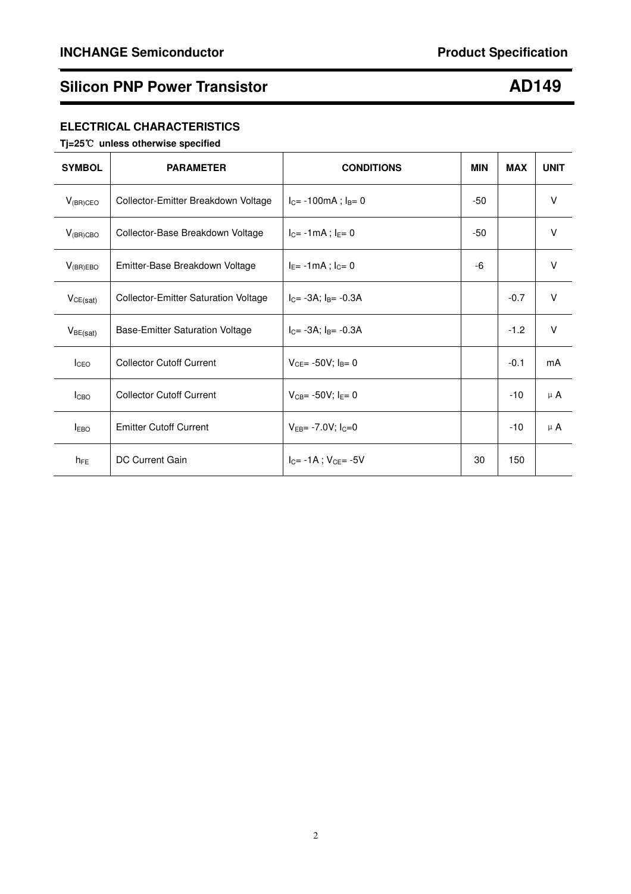## ELECTRICAL CHARACTERISTICS

**Tj=25℃ unless otherwise specified**

| SYMBOL | PARAMETER | CONDITIONS | MIN | MAX | UNIT |
|---|---|---|---|---|---|
| $V_{(BR)CEO}$ | Collector-Emitter Breakdown Voltage | $I_C$= -100mA ; $I_B$= 0 | -50 | | V |
| $V_{(BR)CBO}$ | Collector-Base Breakdown Voltage | $I_C$= -1mA ; $I_E$= 0 | -50 | | V |
| $V_{(BR)EBO}$ | Emitter-Base Breakdown Voltage | $I_E$= -1mA ; $I_C$= 0 | -6 | | V |
| $V_{CE(sat)}$ | Collector-Emitter Saturation Voltage | $I_C$= -3A; $I_B$= -0.3A | | -0.7 | V |
| $V_{BE(sat)}$ | Base-Emitter Saturation Voltage | $I_C$= -3A; $I_B$= -0.3A | | -1.2 | V |
| $I_{CEO}$ | Collector Cutoff Current | $V_{CE}$= -50V; $I_B$= 0 | | -0.1 | mA |
| $I_{CBO}$ | Collector Cutoff Current | $V_{CB}$= -50V; $I_E$= 0 | | -10 | μA |
| $I_{EBO}$ | Emitter Cutoff Current | $V_{EB}$= -7.0V; $I_C$=0 | | -10 | μA |
| $h_{FE}$ | DC Current Gain | $I_C$= -1A ; $V_{CE}$= -5V | 30 | 150 | |